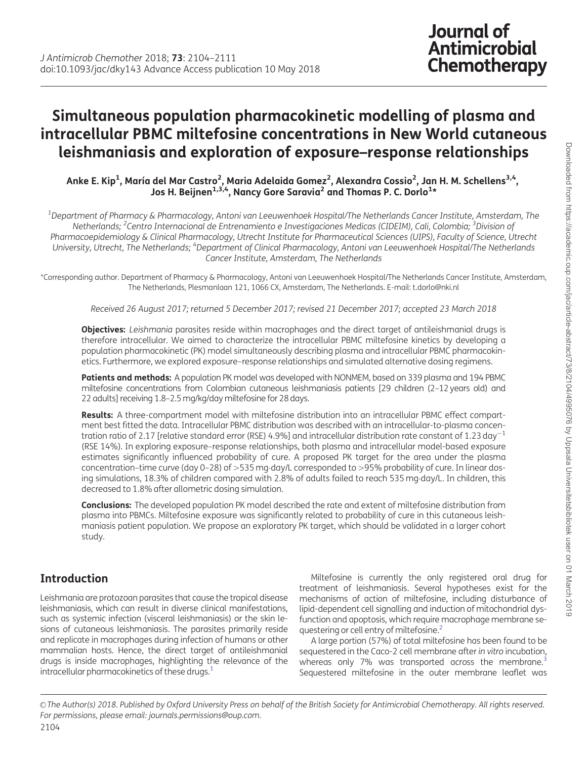# Simultaneous population pharmacokinetic modelling of plasma and intracellular PBMC miltefosine concentrations in New World cutaneous leishmaniasis and exploration of exposure–response relationships

**Anke E. Kip[1], María del Mar Castro[2], Maria Adelaida Gomez[2], Alexandra Cossio[2], Jan H. M. Schellens[3,4], Jos H. Beijnen[1,3,4], Nancy Gore Saravia[2] and Thomas P. C. Dorlo[1]***

[1]Department of Pharmacy & Pharmacology, Antoni van Leeuwenhoek Hospital/The Netherlands Cancer Institute, Amsterdam, The Netherlands; [2]Centro Internacional de Entrenamiento e Investigaciones Medicas (CIDEIM), Cali, Colombia; [3]Division of Pharmacoepidemiology & Clinical Pharmacology, Utrecht Institute for Pharmaceutical Sciences (UIPS), Faculty of Science, Utrecht University, Utrecht, The Netherlands; [4]Department of Clinical Pharmacology, Antoni van Leeuwenhoek Hospital/The Netherlands Cancer Institute, Amsterdam, The Netherlands

*Corresponding author. Department of Pharmacy & Pharmacology, Antoni van Leeuwenhoek Hospital/The Netherlands Cancer Institute, Amsterdam, The Netherlands, Plesmanlaan 121, 1066 CX, Amsterdam, The Netherlands. E-mail: t.dorlo@nki.nl

*Received 26 August 2017; returned 5 December 2017; revised 21 December 2017; accepted 23 March 2018*

**Objectives:** *Leishmania* parasites reside within macrophages and the direct target of antileishmanial drugs is therefore intracellular. We aimed to characterize the intracellular PBMC miltefosine kinetics by developing a population pharmacokinetic (PK) model simultaneously describing plasma and intracellular PBMC pharmacokinetics. Furthermore, we explored exposure–response relationships and simulated alternative dosing regimens.

**Patients and methods:** A population PK model was developed with NONMEM, based on 339 plasma and 194 PBMC miltefosine concentrations from Colombian cutaneous leishmaniasis patients [29 children (2–12 years old) and 22 adults] receiving 1.8–2.5 mg/kg/day miltefosine for 28 days.

**Results:** A three-compartment model with miltefosine distribution into an intracellular PBMC effect compartment best fitted the data. Intracellular PBMC distribution was described with an intracellular-to-plasma concentration ratio of 2.17 [relative standard error (RSE) 4.9%] and intracellular distribution rate constant of 1.23 day$^{-1}$ (RSE 14%). In exploring exposure–response relationships, both plasma and intracellular model-based exposure estimates significantly influenced probability of cure. A proposed PK target for the area under the plasma concentration–time curve (day 0–28) of >535 mg·day/L corresponded to >95% probability of cure. In linear dosing simulations, 18.3% of children compared with 2.8% of adults failed to reach 535 mg·day/L. In children, this decreased to 1.8% after allometric dosing simulation.

**Conclusions:** The developed population PK model described the rate and extent of miltefosine distribution from plasma into PBMCs. Miltefosine exposure was significantly related to probability of cure in this cutaneous leishmaniasis patient population. We propose an exploratory PK target, which should be validated in a larger cohort study.

## Introduction

Leishmania are protozoan parasites that cause the tropical disease leishmaniasis, which can result in diverse clinical manifestations, such as systemic infection (visceral leishmaniasis) or the skin lesions of cutaneous leishmaniasis. The parasites primarily reside and replicate in macrophages during infection of humans or other mammalian hosts. Hence, the direct target of antileishmanial drugs is inside macrophages, highlighting the relevance of the intracellular pharmacokinetics of these drugs.[1]

Miltefosine is currently the only registered oral drug for treatment of leishmaniases. Several hypotheses exist for the mechanisms of action of miltefosine, including disturbance of lipid-dependent cell signalling and induction of mitochondrial dysfunction and apoptosis, which require macrophage membrane sequestering or cell entry of miltefosine.[2]

A large portion (57%) of total miltefosine has been found to be sequestered in the Caco-2 cell membrane after *in vitro* incubation, whereas only 7% was transported across the membrane.[3] Sequestered miltefosine in the outer membrane leaflet was

© The Author(s) 2018. Published by Oxford University Press on behalf of the British Society for Antimicrobial Chemotherapy. All rights reserved. For permissions, please email: journals.permissions@oup.com.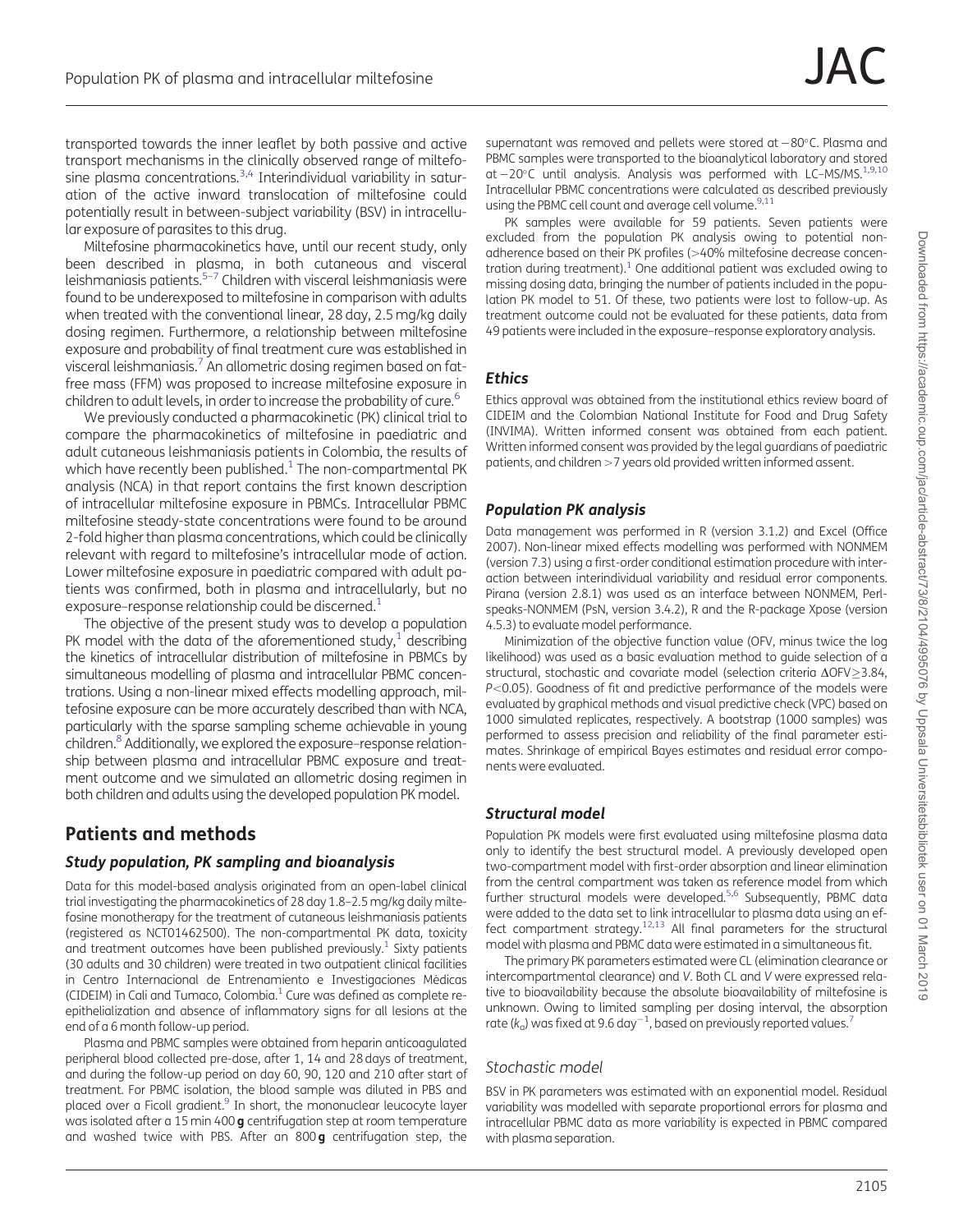transported towards the inner leaflet by both passive and active transport mechanisms in the clinically observed range of miltefosine plasma concentrations.[3,4] Interindividual variability in saturation of the active inward translocation of miltefosine could potentially result in between-subject variability (BSV) in intracellular exposure of parasites to this drug.

Miltefosine pharmacokinetics have, until our recent study, only been described in plasma, in both cutaneous and visceral leishmaniasis patients.[5–7] Children with visceral leishmaniasis were found to be underexposed to miltefosine in comparison with adults when treated with the conventional linear, 28 day, 2.5 mg/kg daily dosing regimen. Furthermore, a relationship between miltefosine exposure and probability of final treatment cure was established in visceral leishmaniasis.[7] An allometric dosing regimen based on fat-free mass (FFM) was proposed to increase miltefosine exposure in children to adult levels, in order to increase the probability of cure.[6]

We previously conducted a pharmacokinetic (PK) clinical trial to compare the pharmacokinetics of miltefosine in paediatric and adult cutaneous leishmaniasis patients in Colombia, the results of which have recently been published.[1] The non-compartmental PK analysis (NCA) in that report contains the first known description of intracellular miltefosine exposure in PBMCs. Intracellular PBMC miltefosine steady-state concentrations were found to be around 2-fold higher than plasma concentrations, which could be clinically relevant with regard to miltefosine's intracellular mode of action. Lower miltefosine exposure in paediatric compared with adult patients was confirmed, both in plasma and intracellularly, but no exposure–response relationship could be discerned.[1]

The objective of the present study was to develop a population PK model with the data of the aforementioned study,[1] describing the kinetics of intracellular distribution of miltefosine in PBMCs by simultaneous modelling of plasma and intracellular PBMC concentrations. Using a non-linear mixed effects modelling approach, miltefosine exposure can be more accurately described than with NCA, particularly with the sparse sampling scheme achievable in young children.[8] Additionally, we explored the exposure–response relationship between plasma and intracellular PBMC exposure and treatment outcome and we simulated an allometric dosing regimen in both children and adults using the developed population PK model.

## Patients and methods

### Study population, PK sampling and bioanalysis

Data for this model-based analysis originated from an open-label clinical trial investigating the pharmacokinetics of 28 day 1.8–2.5 mg/kg daily miltefosine monotherapy for the treatment of cutaneous leishmaniasis patients (registered as NCT01462500). The non-compartmental PK data, toxicity and treatment outcomes have been published previously.[1] Sixty patients (30 adults and 30 children) were treated in two outpatient clinical facilities in Centro Internacional de Entrenamiento e Investigaciones Médicas (CIDEIM) in Cali and Tumaco, Colombia.[1] Cure was defined as complete re-epithelialization and absence of inflammatory signs for all lesions at the end of a 6 month follow-up period.

Plasma and PBMC samples were obtained from heparin anticoagulated peripheral blood collected pre-dose, after 1, 14 and 28 days of treatment, and during the follow-up period on day 60, 90, 120 and 210 after start of treatment. For PBMC isolation, the blood sample was diluted in PBS and placed over a Ficoll gradient.[9] In short, the mononuclear leucocyte layer was isolated after a 15 min 400 **g** centrifugation step at room temperature and washed twice with PBS. After an 800 **g** centrifugation step, the supernatant was removed and pellets were stored at −80°C. Plasma and PBMC samples were transported to the bioanalytical laboratory and stored at −20°C until analysis. Analysis was performed with LC–MS/MS.[1,9,10] Intracellular PBMC concentrations were calculated as described previously using the PBMC cell count and average cell volume.[9,11]

PK samples were available for 59 patients. Seven patients were excluded from the population PK analysis owing to potential non-adherence based on their PK profiles (>40% miltefosine decrease concentration during treatment).[1] One additional patient was excluded owing to missing dosing data, bringing the number of patients included in the population PK model to 51. Of these, two patients were lost to follow-up. As treatment outcome could not be evaluated for these patients, data from 49 patients were included in the exposure–response exploratory analysis.

### Ethics

Ethics approval was obtained from the institutional ethics review board of CIDEIM and the Colombian National Institute for Food and Drug Safety (INVIMA). Written informed consent was obtained from each patient. Written informed consent was provided by the legal guardians of paediatric patients, and children >7 years old provided written informed assent.

### Population PK analysis

Data management was performed in R (version 3.1.2) and Excel (Office 2007). Non-linear mixed effects modelling was performed with NONMEM (version 7.3) using a first-order conditional estimation procedure with interaction between interindividual variability and residual error components. Pirana (version 2.8.1) was used as an interface between NONMEM, Perl-speaks-NONMEM (PsN, version 3.4.2), R and the R-package Xpose (version 4.5.3) to evaluate model performance.

Minimization of the objective function value (OFV, minus twice the log likelihood) was used as a basic evaluation method to guide selection of a structural, stochastic and covariate model (selection criteria $\Delta OFV \geq 3.84$, $P < 0.05$). Goodness of fit and predictive performance of the models were evaluated by graphical methods and visual predictive check (VPC) based on 1000 simulated replicates, respectively. A bootstrap (1000 samples) was performed to assess precision and reliability of the final parameter estimates. Shrinkage of empirical Bayes estimates and residual error components were evaluated.

### Structural model

Population PK models were first evaluated using miltefosine plasma data only to identify the best structural model. A previously developed open two-compartment model with first-order absorption and linear elimination from the central compartment was taken as reference model from which further structural models were developed.[5,6] Subsequently, PBMC data were added to the data set to link intracellular to plasma data using an effect compartment strategy.[12,13] All final parameters for the structural model with plasma and PBMC data were estimated in a simultaneous fit.

The primary PK parameters estimated were CL (elimination clearance or intercompartmental clearance) and V. Both CL and V were expressed relative to bioavailability because the absolute bioavailability of miltefosine is unknown. Owing to limited sampling per dosing interval, the absorption rate ($k_a$) was fixed at 9.6 day$^{-1}$, based on previously reported values.[7]

#### Stochastic model

BSV in PK parameters was estimated with an exponential model. Residual variability was modelled with separate proportional errors for plasma and intracellular PBMC data as more variability is expected in PBMC compared with plasma separation.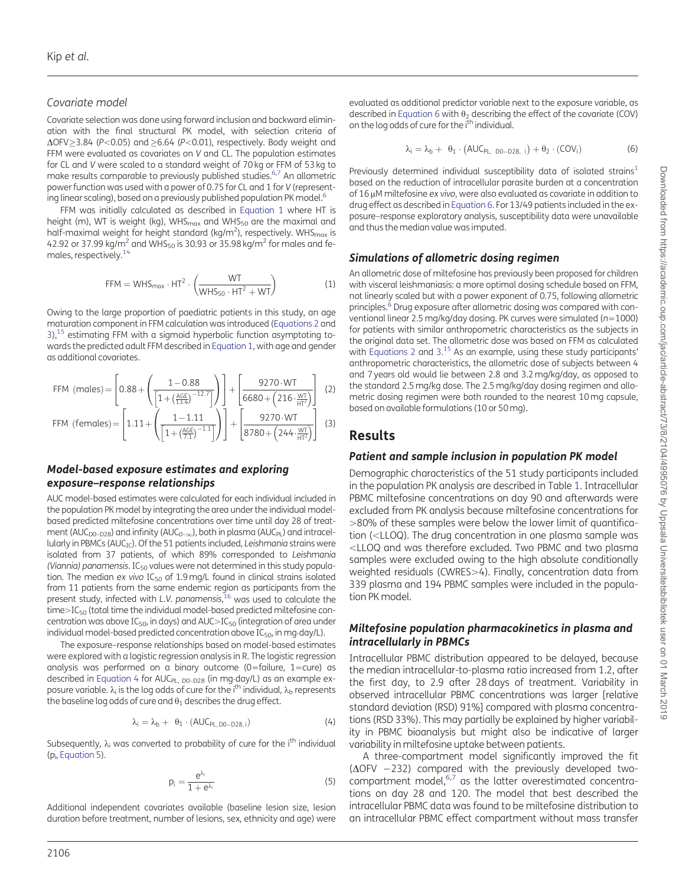### Covariate model

Covariate selection was done using forward inclusion and backward elimination with the final structural PK model, with selection criteria of $\Delta$OFV$\geq$3.84 ($P<0.05$) and $\geq$6.64 ($P<0.01$), respectively. Body weight and FFM were evaluated as covariates on $V$ and CL. The population estimates for CL and $V$ were scaled to a standard weight of 70 kg or FFM of 53 kg to make results comparable to previously published studies.[6,7] An allometric power function was used with a power of 0.75 for CL and 1 for $V$ (representing linear scaling), based on a previously published population PK model.[6]

FFM was initially calculated as described in Equation 1 where HT is height (m), WT is weight (kg), $WHS_{max}$ and $WHS_{50}$ are the maximal and half-maximal weight for height standard (kg/m$^2$), respectively. $WHS_{max}$ is 42.92 or 37.99 kg/m$^2$ and $WHS_{50}$ is 30.93 or 35.98 kg/m$^2$ for males and females, respectively.[14]

$$\text{FFM} = \text{WHS}_{max} \cdot \text{HT}^2 \cdot \left(\frac{\text{WT}}{\text{WHS}_{50} \cdot \text{HT}^2 + \text{WT}}\right) \quad (1)$$

Owing to the large proportion of paediatric patients in this study, an age maturation component in FFM calculation was introduced (Equations 2 and 3),[15] estimating FFM with a sigmoid hyperbolic function asymptoting towards the predicted adult FFM described in Equation 1, with age and gender as additional covariates.

$$\text{FFM (males)} = \left[0.88 + \left(\frac{1-0.88}{\left[1+\left(\frac{\text{AGE}}{13.4}\right)^{-12.7}\right]}\right)\right] + \left[\frac{9270 \cdot \text{WT}}{6680 + \left(216 \cdot \frac{\text{WT}}{\text{HT}^2}\right)}\right] \quad (2)$$

$$\text{FFM (females)} = \left[1.11 + \left(\frac{1-1.11}{\left[1+\left(\frac{\text{AGE}}{7.1}\right)^{-1.1}\right]}\right)\right] + \left[\frac{9270 \cdot \text{WT}}{8780 + \left(244 \cdot \frac{\text{WT}}{\text{HT}^2}\right)}\right] \quad (3)$$

### Model-based exposure estimates and exploring exposure–response relationships

AUC model-based estimates were calculated for each individual included in the population PK model by integrating the area under the individual model-based predicted miltefosine concentrations over time until day 28 of treatment ($AUC_{D0-D28}$) and infinity ($AUC_{0-\infty}$), both in plasma ($AUC_{PL}$) and intracellularly in PBMCs ($AUC_{IC}$). Of the 51 patients included, *Leishmania* strains were isolated from 37 patients, of which 89% corresponded to *Leishmania (Viannia) panamensis*. $IC_{50}$ values were not determined in this study population. The median *ex vivo* $IC_{50}$ of 1.9 mg/L found in clinical strains isolated from 11 patients from the same endemic region as participants from the present study, infected with *L.V. panamensis*,[16] was used to calculate the time>$IC_{50}$ (total time the individual model-based predicted miltefosine concentration was above $IC_{50}$, in days) and AUC>$IC_{50}$ (integration of area under individual model-based predicted concentration above $IC_{50}$, in mg·day/L).

The exposure–response relationships based on model-based estimates were explored with a logistic regression analysis in R. The logistic regression analysis was performed on a binary outcome (0=failure, 1=cure) as described in Equation 4 for $AUC_{PL,\ D0-D28}$ (in mg·day/L) as an example exposure variable. $\lambda_i$ is the log odds of cure for the i$^{th}$ individual, $\lambda_b$ represents the baseline log odds of cure and $\theta_1$ describes the drug effect.

$$\lambda_i = \lambda_b + \theta_1 \cdot (AUC_{PL,\ D0-D28,\ i}) \quad (4)$$

Subsequently, $\lambda_i$ was converted to probability of cure for the i$^{th}$ individual ($p_i$, Equation 5).

$$p_i = \frac{e^{\lambda_i}}{1 + e^{\lambda_i}} \quad (5)$$

Additional independent covariates available (baseline lesion size, lesion duration before treatment, number of lesions, sex, ethnicity and age) were evaluated as additional predictor variable next to the exposure variable, as described in Equation 6 with $\theta_2$ describing the effect of the covariate (COV) on the log odds of cure for the i$^{th}$ individual.

$$\lambda_i = \lambda_b + \theta_1 \cdot (AUC_{PL,\ D0-D28,\ i}) + \theta_2 \cdot (COV_i) \quad (6)$$

Previously determined individual susceptibility data of isolated strains[1] based on the reduction of intracellular parasite burden at a concentration of 16 μM miltefosine *ex vivo*, were also evaluated as covariate in addition to drug effect as described in Equation 6. For 13/49 patients included in the exposure–response exploratory analysis, susceptibility data were unavailable and thus the median value was imputed.

### Simulations of allometric dosing regimen

An allometric dose of miltefosine has previously been proposed for children with visceral leishmaniasis: a more optimal dosing schedule based on FFM, not linearly scaled but with a power exponent of 0.75, following allometric principles.[6] Drug exposure after allometric dosing was compared with conventional linear 2.5 mg/kg/day dosing. PK curves were simulated ($n$=1000) for patients with similar anthropometric characteristics as the subjects in the original data set. The allometric dose was based on FFM as calculated with Equations 2 and 3.[15] As an example, using these study participants' anthropometric characteristics, the allometric dose of subjects between 4 and 7 years old would lie between 2.8 and 3.2 mg/kg/day, as opposed to the standard 2.5 mg/kg dose. The 2.5 mg/kg/day dosing regimen and allometric dosing regimen were both rounded to the nearest 10 mg capsule, based on available formulations (10 or 50 mg).

## Results

### Patient and sample inclusion in population PK model

Demographic characteristics of the 51 study participants included in the population PK analysis are described in Table 1. Intracellular PBMC miltefosine concentrations on day 90 and afterwards were excluded from PK analysis because miltefosine concentrations for >80% of these samples were below the lower limit of quantification (<LLOQ). The drug concentration in one plasma sample was <LLOQ and was therefore excluded. Two PBMC and two plasma samples were excluded owing to the high absolute conditionally weighted residuals (CWRES>4). Finally, concentration data from 339 plasma and 194 PBMC samples were included in the population PK model.

### Miltefosine population pharmacokinetics in plasma and intracellularly in PBMCs

Intracellular PBMC distribution appeared to be delayed, because the median intracellular-to-plasma ratio increased from 1.2, after the first day, to 2.9 after 28 days of treatment. Variability in observed intracellular PBMC concentrations was larger [relative standard deviation (RSD) 91%] compared with plasma concentrations (RSD 33%). This may partially be explained by higher variability in PBMC bioanalysis but might also be indicative of larger variability in miltefosine uptake between patients.

A three-compartment model significantly improved the fit ($\Delta$OFV −232) compared with the previously developed two-compartment model,[6,7] as the latter overestimated concentrations on day 28 and 120. The model that best described the intracellular PBMC data was found to be miltefosine distribution to an intracellular PBMC effect compartment without mass transfer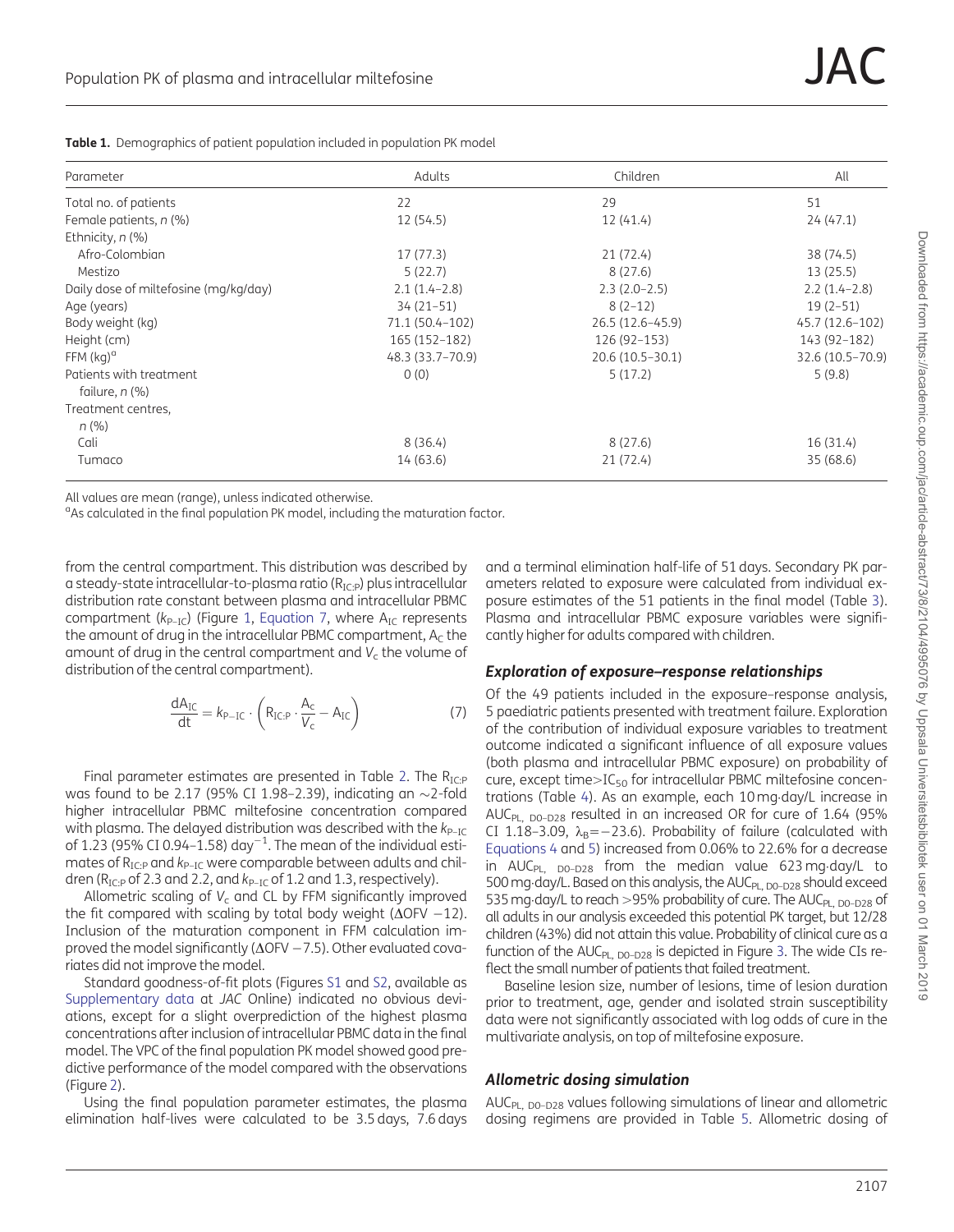**Table 1.** Demographics of patient population included in population PK model

| Parameter | Adults | Children | All |
|---|---|---|---|
| Total no. of patients | 22 | 29 | 51 |
| Female patients, n (%) | 12 (54.5) | 12 (41.4) | 24 (47.1) |
| Ethnicity, n (%) | | | |
| Afro-Colombian | 17 (77.3) | 21 (72.4) | 38 (74.5) |
| Mestizo | 5 (22.7) | 8 (27.6) | 13 (25.5) |
| Daily dose of miltefosine (mg/kg/day) | 2.1 (1.4–2.8) | 2.3 (2.0–2.5) | 2.2 (1.4–2.8) |
| Age (years) | 34 (21–51) | 8 (2–12) | 19 (2–51) |
| Body weight (kg) | 71.1 (50.4–102) | 26.5 (12.6–45.9) | 45.7 (12.6–102) |
| Height (cm) | 165 (152–182) | 126 (92–153) | 143 (92–182) |
| FFM (kg)[a] | 48.3 (33.7–70.9) | 20.6 (10.5–30.1) | 32.6 (10.5–70.9) |
| Patients with treatment failure, n (%) | 0 (0) | 5 (17.2) | 5 (9.8) |
| Treatment centres, n (%) | | | |
| Cali | 8 (36.4) | 8 (27.6) | 16 (31.4) |
| Tumaco | 14 (63.6) | 21 (72.4) | 35 (68.6) |

All values are mean (range), unless indicated otherwise.
[a]As calculated in the final population PK model, including the maturation factor.

from the central compartment. This distribution was described by a steady-state intracellular-to-plasma ratio ($R_{IC:P}$) plus intracellular distribution rate constant between plasma and intracellular PBMC compartment ($k_{P-IC}$) (Figure 1, Equation 7, where $A_{IC}$ represents the amount of drug in the intracellular PBMC compartment, $A_C$ the amount of drug in the central compartment and $V_c$ the volume of distribution of the central compartment).

$$\frac{dA_{IC}}{dt} = k_{P-IC} \cdot \left( R_{IC:P} \cdot \frac{A_c}{V_c} - A_{IC} \right) \tag{7}$$

Final parameter estimates are presented in Table 2. The $R_{IC:P}$ was found to be 2.17 (95% CI 1.98–2.39), indicating an ~2-fold higher intracellular PBMC miltefosine concentration compared with plasma. The delayed distribution was described with the $k_{P-IC}$ of 1.23 (95% CI 0.94–1.58) day$^{-1}$. The mean of the individual estimates of $R_{IC:P}$ and $k_{P-IC}$ were comparable between adults and children ($R_{IC:P}$ of 2.3 and 2.2, and $k_{P-IC}$ of 1.2 and 1.3, respectively).

Allometric scaling of $V_c$ and CL by FFM significantly improved the fit compared with scaling by total body weight (ΔOFV −12). Inclusion of the maturation component in FFM calculation improved the model significantly (ΔOFV −7.5). Other evaluated covariates did not improve the model.

Standard goodness-of-fit plots (Figures S1 and S2, available as Supplementary data at *JAC* Online) indicated no obvious deviations, except for a slight overprediction of the highest plasma concentrations after inclusion of intracellular PBMC data in the final model. The VPC of the final population PK model showed good predictive performance of the model compared with the observations (Figure 2).

Using the final population parameter estimates, the plasma elimination half-lives were calculated to be 3.5 days, 7.6 days and a terminal elimination half-life of 51 days. Secondary PK parameters related to exposure were calculated from individual exposure estimates of the 51 patients in the final model (Table 3). Plasma and intracellular PBMC exposure variables were significantly higher for adults compared with children.

### Exploration of exposure–response relationships

Of the 49 patients included in the exposure–response analysis, 5 paediatric patients presented with treatment failure. Exploration of the contribution of individual exposure variables to treatment outcome indicated a significant influence of all exposure values (both plasma and intracellular PBMC exposure) on probability of cure, except time>$IC_{50}$ for intracellular PBMC miltefosine concentrations (Table 4). As an example, each 10 mg·day/L increase in $AUC_{PL,\ D0–D28}$ resulted in an increased OR for cure of 1.64 (95% CI 1.18–3.09, $\lambda_B$=−23.6). Probability of failure (calculated with Equations 4 and 5) increased from 0.06% to 22.6% for a decrease in $AUC_{PL,\ D0–D28}$ from the median value 623 mg·day/L to 500 mg·day/L. Based on this analysis, the $AUC_{PL,\ D0–D28}$ should exceed 535 mg·day/L to reach >95% probability of cure. The $AUC_{PL,\ D0–D28}$ of all adults in our analysis exceeded this potential PK target, but 12/28 children (43%) did not attain this value. Probability of clinical cure as a function of the $AUC_{PL,\ D0–D28}$ is depicted in Figure 3. The wide CIs reflect the small number of patients that failed treatment.

Baseline lesion size, number of lesions, time of lesion duration prior to treatment, age, gender and isolated strain susceptibility data were not significantly associated with log odds of cure in the multivariate analysis, on top of miltefosine exposure.

### Allometric dosing simulation

$AUC_{PL,\ D0–D28}$ values following simulations of linear and allometric dosing regimens are provided in Table 5. Allometric dosing of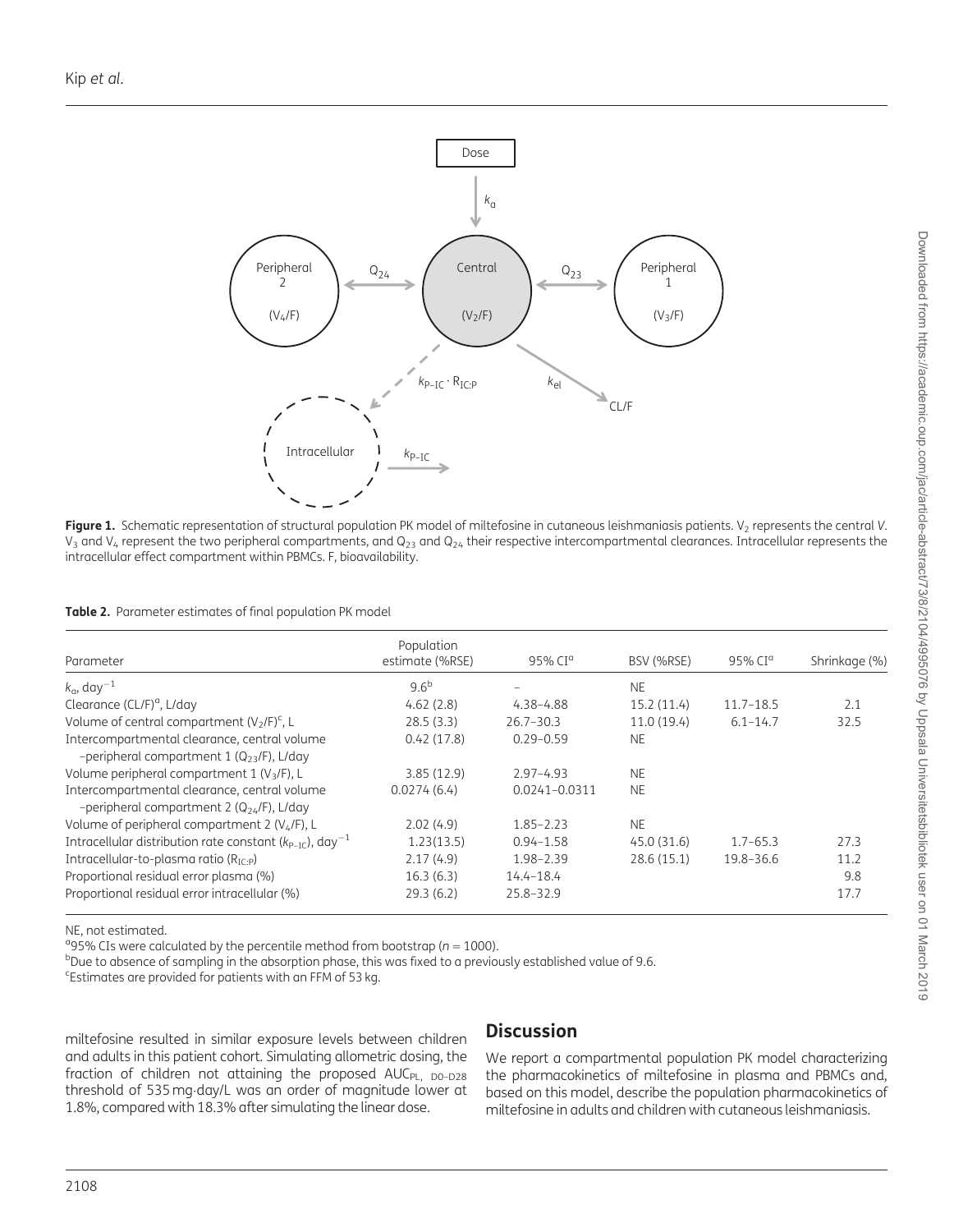**Figure 1.** Schematic representation of structural population PK model of miltefosine in cutaneous leishmaniasis patients. $V_2$ represents the central *V*. $V_3$ and $V_4$ represent the two peripheral compartments, and $Q_{23}$ and $Q_{24}$ their respective intercompartmental clearances. Intracellular represents the intracellular effect compartment within PBMCs. F, bioavailability.

**Table 2.** Parameter estimates of final population PK model

| Parameter | Population estimate (%RSE) | 95% CI[a] | BSV (%RSE) | 95% CI[a] | Shrinkage (%) |
|---|---|---|---|---|---|
| $k_a$, day$^{-1}$ | 9.6[b] | – | NE | | |
| Clearance (CL/F)[a], L/day | 4.62 (2.8) | 4.38–4.88 | 15.2 (11.4) | 11.7–18.5 | 2.1 |
| Volume of central compartment ($V_2$/F)[c], L | 28.5 (3.3) | 26.7–30.3 | 11.0 (19.4) | 6.1–14.7 | 32.5 |
| Intercompartmental clearance, central volume –peripheral compartment 1 ($Q_{23}$/F), L/day | 0.42 (17.8) | 0.29–0.59 | NE | | |
| Volume peripheral compartment 1 ($V_3$/F), L | 3.85 (12.9) | 2.97–4.93 | NE | | |
| Intercompartmental clearance, central volume –peripheral compartment 2 ($Q_{24}$/F), L/day | 0.0274 (6.4) | 0.0241–0.0311 | NE | | |
| Volume of peripheral compartment 2 ($V_4$/F), L | 2.02 (4.9) | 1.85–2.23 | NE | | |
| Intracellular distribution rate constant ($k_{P-IC}$), day$^{-1}$ | 1.23(13.5) | 0.94–1.58 | 45.0 (31.6) | 1.7–65.3 | 27.3 |
| Intracellular-to-plasma ratio ($R_{IC:P}$) | 2.17 (4.9) | 1.98–2.39 | 28.6 (15.1) | 19.8–36.6 | 11.2 |
| Proportional residual error plasma (%) | 16.3 (6.3) | 14.4–18.4 | | | 9.8 |
| Proportional residual error intracellular (%) | 29.3 (6.2) | 25.8–32.9 | | | 17.7 |

NE, not estimated.
[a]95% CIs were calculated by the percentile method from bootstrap ($n = 1000$).
[b]Due to absence of sampling in the absorption phase, this was fixed to a previously established value of 9.6.
[c]Estimates are provided for patients with an FFM of 53 kg.

miltefosine resulted in similar exposure levels between children and adults in this patient cohort. Simulating allometric dosing, the fraction of children not attaining the proposed $AUC_{PL,\ D0-D28}$ threshold of 535 mg·day/L was an order of magnitude lower at 1.8%, compared with 18.3% after simulating the linear dose.

## Discussion

We report a compartmental population PK model characterizing the pharmacokinetics of miltefosine in plasma and PBMCs and, based on this model, describe the population pharmacokinetics of miltefosine in adults and children with cutaneous leishmaniasis.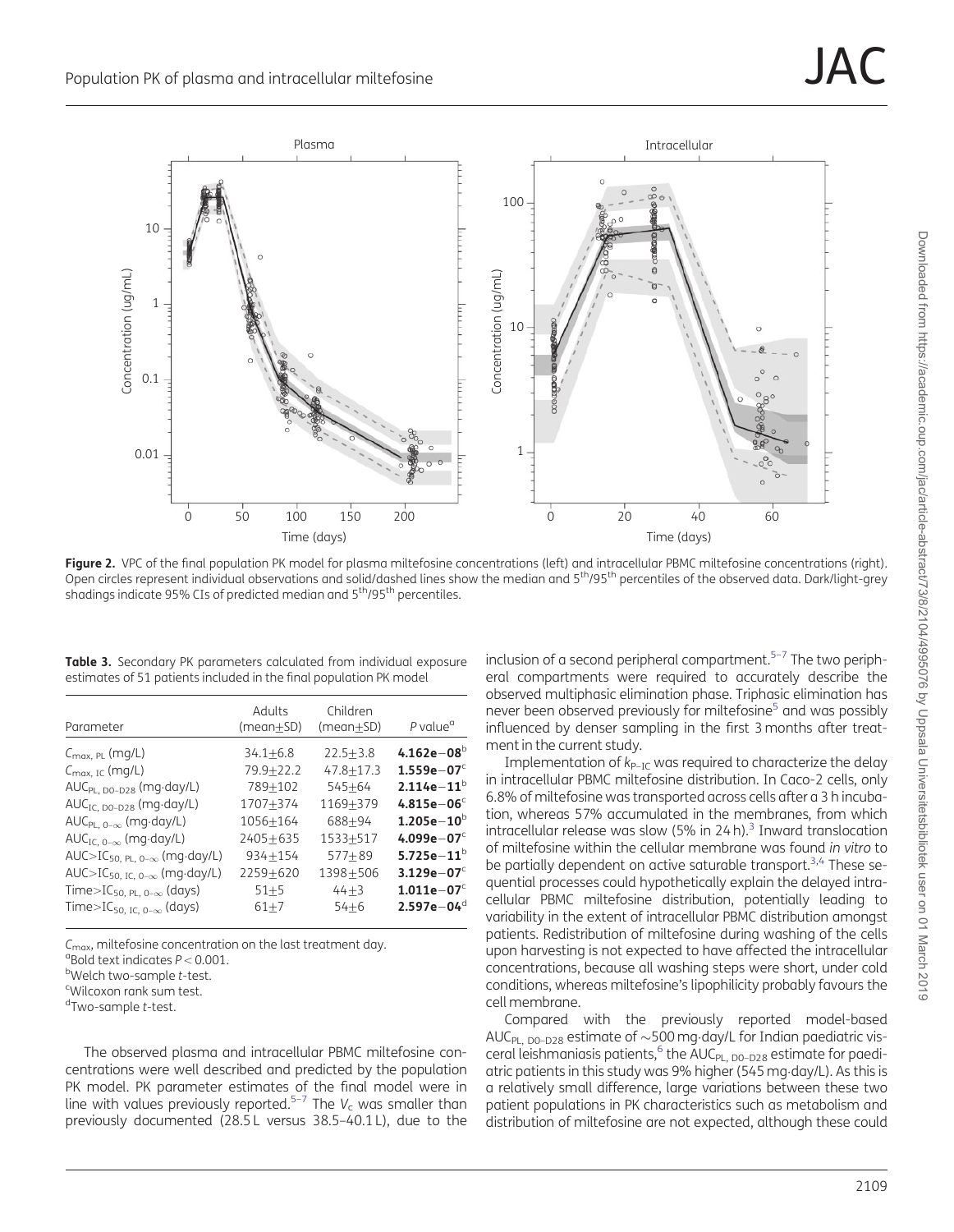**Figure 2.** VPC of the final population PK model for plasma miltefosine concentrations (left) and intracellular PBMC miltefosine concentrations (right). Open circles represent individual observations and solid/dashed lines show the median and 5th/95th percentiles of the observed data. Dark/light-grey shadings indicate 95% CIs of predicted median and 5th/95th percentiles.

**Table 3.** Secondary PK parameters calculated from individual exposure estimates of 51 patients included in the final population PK model

| Parameter | Adults (mean±SD) | Children (mean±SD) | P value[a] |
|---|---|---|---|
| $C_{max,\ PL}$ (mg/L) | 34.1±6.8 | 22.5±3.8 | **4.162e−08**[b] |
| $C_{max,\ IC}$ (mg/L) | 79.9±22.2 | 47.8±17.3 | **1.559e−07**[c] |
| $AUC_{PL,\ D0–D28}$ (mg·day/L) | 789±102 | 545±64 | **2.114e−11**[b] |
| $AUC_{IC,\ D0–D28}$ (mg·day/L) | 1707±374 | 1169±379 | **4.815e−06**[c] |
| $AUC_{PL,\ 0–\infty}$ (mg·day/L) | 1056±164 | 688±94 | **1.205e−10**[b] |
| $AUC_{IC,\ 0–\infty}$ (mg·day/L) | 2405±635 | 1533±517 | **4.099e−07**[c] |
| $AUC{>}IC_{50,\ PL,\ 0–\infty}$ (mg·day/L) | 934±154 | 577±89 | **5.725e−11**[b] |
| $AUC{>}IC_{50,\ IC,\ 0–\infty}$ (mg·day/L) | 2259±620 | 1398±506 | **3.129e−07**[c] |
| $Time{>}IC_{50,\ PL,\ 0–\infty}$ (days) | 51±5 | 44±3 | **1.011e−07**[c] |
| $Time{>}IC_{50,\ IC,\ 0–\infty}$ (days) | 61±7 | 54±6 | **2.597e−04**[d] |

$C_{max}$, miltefosine concentration on the last treatment day.
[a]Bold text indicates $P < 0.001$.
[b]Welch two-sample t-test.
[c]Wilcoxon rank sum test.
[d]Two-sample t-test.

The observed plasma and intracellular PBMC miltefosine concentrations were well described and predicted by the population PK model. PK parameter estimates of the final model were in line with values previously reported.[5–7] The $V_c$ was smaller than previously documented (28.5 L versus 38.5–40.1 L), due to the inclusion of a second peripheral compartment.[5–7] The two peripheral compartments were required to accurately describe the observed multiphasic elimination phase. Triphasic elimination has never been observed previously for miltefosine[5] and was possibly influenced by denser sampling in the first 3 months after treatment in the current study.

Implementation of $k_{P–IC}$ was required to characterize the delay in intracellular PBMC miltefosine distribution. In Caco-2 cells, only 6.8% of miltefosine was transported across cells after a 3 h incubation, whereas 57% accumulated in the membranes, from which intracellular release was slow (5% in 24 h).[3] Inward translocation of miltefosine within the cellular membrane was found *in vitro* to be partially dependent on active saturable transport.[3,4] These sequential processes could hypothetically explain the delayed intracellular PBMC miltefosine distribution, potentially leading to variability in the extent of intracellular PBMC distribution amongst patients. Redistribution of miltefosine during washing of the cells upon harvesting is not expected to have affected the intracellular concentrations, because all washing steps were short, under cold conditions, whereas miltefosine's lipophilicity probably favours the cell membrane.

Compared with the previously reported model-based $AUC_{PL,\ D0–D28}$ estimate of ∼500 mg·day/L for Indian paediatric visceral leishmaniasis patients,[6] the $AUC_{PL,\ D0–D28}$ estimate for paediatric patients in this study was 9% higher (545 mg·day/L). As this is a relatively small difference, large variations between these two patient populations in PK characteristics such as metabolism and distribution of miltefosine are not expected, although these could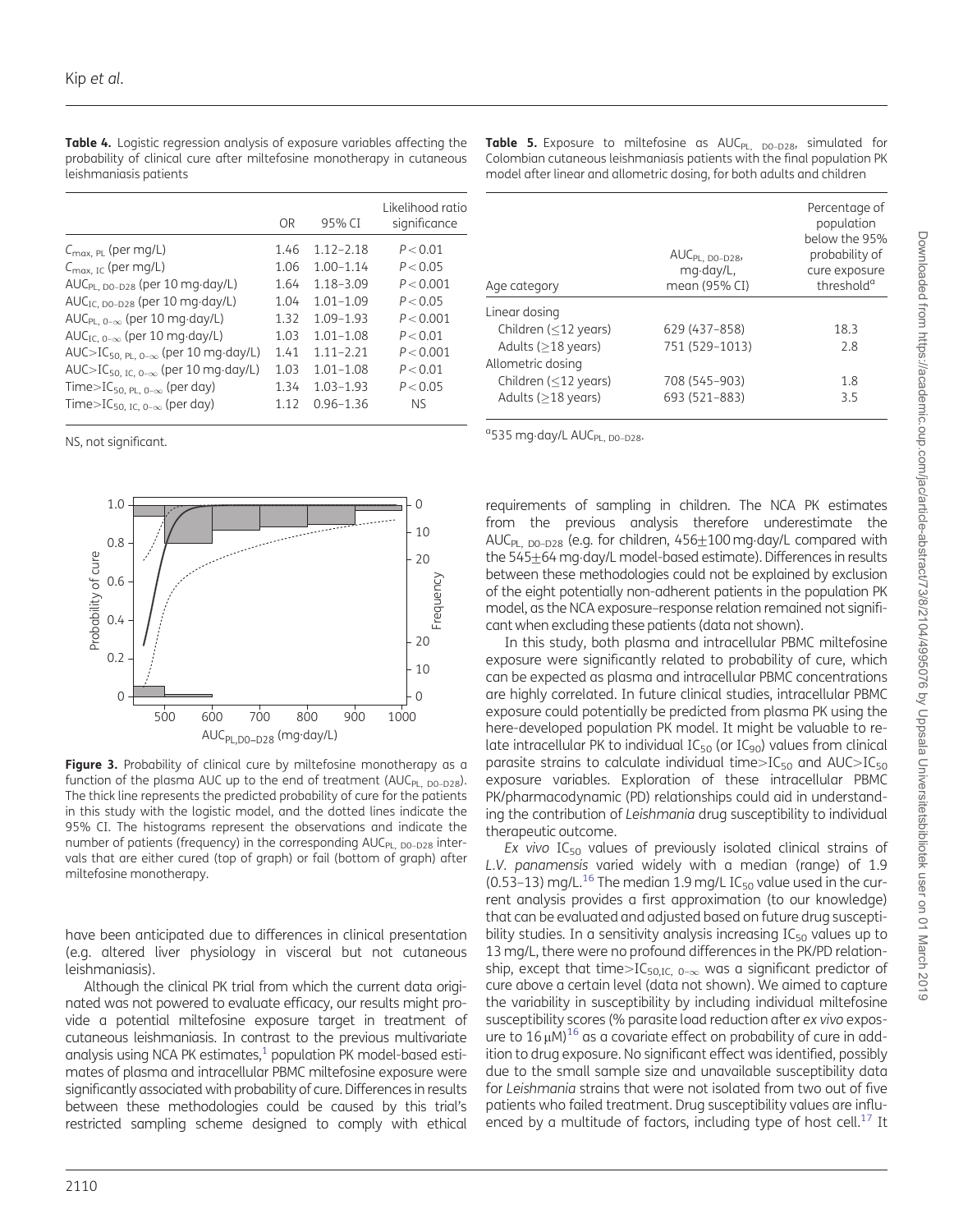**Table 4.** Logistic regression analysis of exposure variables affecting the probability of clinical cure after miltefosine monotherapy in cutaneous leishmaniasis patients

| | OR | 95% CI | Likelihood ratio significance |
|---|---|---|---|
| $C_{max, PL}$ (per mg/L) | 1.46 | 1.12–2.18 | $P<0.01$ |
| $C_{max, IC}$ (per mg/L) | 1.06 | 1.00–1.14 | $P<0.05$ |
| $AUC_{PL, D0–D28}$ (per 10 mg·day/L) | 1.64 | 1.18–3.09 | $P<0.001$ |
| $AUC_{IC, D0–D28}$ (per 10 mg·day/L) | 1.04 | 1.01–1.09 | $P<0.05$ |
| $AUC_{PL, 0–\infty}$ (per 10 mg·day/L) | 1.32 | 1.09–1.93 | $P<0.001$ |
| $AUC_{IC, 0–\infty}$ (per 10 mg·day/L) | 1.03 | 1.01–1.08 | $P<0.01$ |
| $AUC>IC_{50, PL, 0–\infty}$ (per 10 mg·day/L) | 1.41 | 1.11–2.21 | $P<0.001$ |
| $AUC>IC_{50, IC, 0–\infty}$ (per 10 mg·day/L) | 1.03 | 1.01–1.08 | $P<0.01$ |
| $Time>IC_{50, PL, 0–\infty}$ (per day) | 1.34 | 1.03–1.93 | $P<0.05$ |
| $Time>IC_{50, IC, 0–\infty}$ (per day) | 1.12 | 0.96–1.36 | NS |

NS, not significant.

**Table 5.** Exposure to miltefosine as $AUC_{PL, D0–D28}$, simulated for Colombian cutaneous leishmaniasis patients with the final population PK model after linear and allometric dosing, for both adults and children

| Age category | $AUC_{PL, D0–D28}$, mg·day/L, mean (95% CI) | Percentage of population below the 95% probability of cure exposure threshold[a] |
|---|---|---|
| Linear dosing | | |
| Children (≤12 years) | 629 (437–858) | 18.3 |
| Adults (≥18 years) | 751 (529–1013) | 2.8 |
| Allometric dosing | | |
| Children (≤12 years) | 708 (545–903) | 1.8 |
| Adults (≥18 years) | 693 (521–883) | 3.5 |

[a]535 mg·day/L $AUC_{PL, D0–D28}$.

**Figure 3.** Probability of clinical cure by miltefosine monotherapy as a function of the plasma AUC up to the end of treatment ($AUC_{PL, D0–D28}$). The thick line represents the predicted probability of cure for the patients in this study with the logistic model, and the dotted lines indicate the 95% CI. The histograms represent the observations and indicate the number of patients (frequency) in the corresponding $AUC_{PL, D0–D28}$ intervals that are either cured (top of graph) or fail (bottom of graph) after miltefosine monotherapy.

have been anticipated due to differences in clinical presentation (e.g. altered liver physiology in visceral but not cutaneous leishmaniasis).

Although the clinical PK trial from which the current data originated was not powered to evaluate efficacy, our results might provide a potential miltefosine exposure target in treatment of cutaneous leishmaniasis. In contrast to the previous multivariate analysis using NCA PK estimates,[1] population PK model-based estimates of plasma and intracellular PBMC miltefosine exposure were significantly associated with probability of cure. Differences in results between these methodologies could be caused by this trial's restricted sampling scheme designed to comply with ethical requirements of sampling in children. The NCA PK estimates from the previous analysis therefore underestimate the $AUC_{PL, D0–D28}$ (e.g. for children, 456±100 mg·day/L compared with the 545±64 mg·day/L model-based estimate). Differences in results between these methodologies could not be explained by exclusion of the eight potentially non-adherent patients in the population PK model, as the NCA exposure–response relation remained not significant when excluding these patients (data not shown).

In this study, both plasma and intracellular PBMC miltefosine exposure were significantly related to probability of cure, which can be expected as plasma and intracellular PBMC concentrations are highly correlated. In future clinical studies, intracellular PBMC exposure could potentially be predicted from plasma PK using the here-developed population PK model. It might be valuable to relate intracellular PK to individual $IC_{50}$ (or $IC_{90}$) values from clinical parasite strains to calculate individual $time>IC_{50}$ and $AUC>IC_{50}$ exposure variables. Exploration of these intracellular PBMC PK/pharmacodynamic (PD) relationships could aid in understanding the contribution of *Leishmania* drug susceptibility to individual therapeutic outcome.

*Ex vivo* $IC_{50}$ values of previously isolated clinical strains of *L.V. panamensis* varied widely with a median (range) of 1.9 (0.53–13) mg/L.[16] The median 1.9 mg/L $IC_{50}$ value used in the current analysis provides a first approximation (to our knowledge) that can be evaluated and adjusted based on future drug susceptibility studies. In a sensitivity analysis increasing $IC_{50}$ values up to 13 mg/L, there were no profound differences in the PK/PD relationship, except that $time>IC_{50,IC, 0–\infty}$ was a significant predictor of cure above a certain level (data not shown). We aimed to capture the variability in susceptibility by including individual miltefosine susceptibility scores (% parasite load reduction after *ex vivo* exposure to 16 μM)[16] as a covariate effect on probability of cure in addition to drug exposure. No significant effect was identified, possibly due to the small sample size and unavailable susceptibility data for *Leishmania* strains that were not isolated from two out of five patients who failed treatment. Drug susceptibility values are influenced by a multitude of factors, including type of host cell.[17] It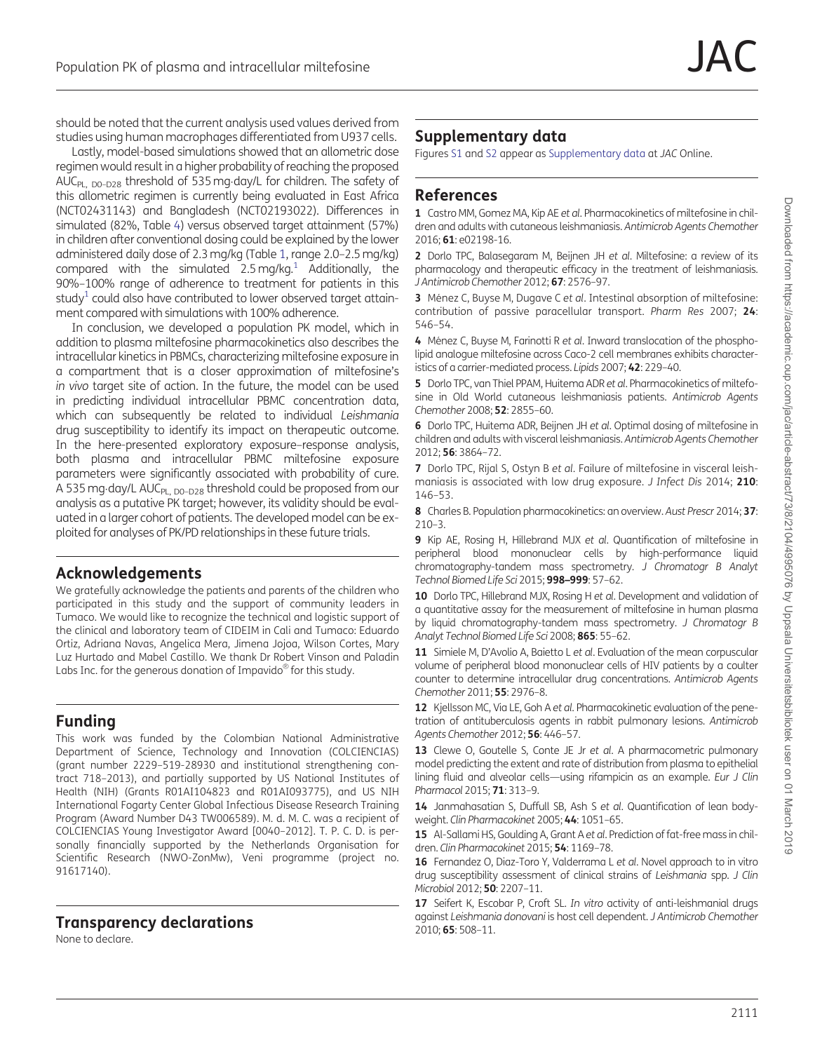should be noted that the current analysis used values derived from studies using human macrophages differentiated from U937 cells.

Lastly, model-based simulations showed that an allometric dose regimen would result in a higher probability of reaching the proposed $AUC_{PL,\ D0–D28}$ threshold of 535 mg·day/L for children. The safety of this allometric regimen is currently being evaluated in East Africa (NCT02431143) and Bangladesh (NCT02193022). Differences in simulated (82%, Table 4) versus observed target attainment (57%) in children after conventional dosing could be explained by the lower administered daily dose of 2.3 mg/kg (Table 1, range 2.0–2.5 mg/kg) compared with the simulated 2.5 mg/kg.[1] Additionally, the 90%–100% range of adherence to treatment for patients in this study[1] could also have contributed to lower observed target attainment compared with simulations with 100% adherence.

In conclusion, we developed a population PK model, which in addition to plasma miltefosine pharmacokinetics also describes the intracellular kinetics in PBMCs, characterizing miltefosine exposure in a compartment that is a closer approximation of miltefosine's *in vivo* target site of action. In the future, the model can be used in predicting individual intracellular PBMC concentration data, which can subsequently be related to individual *Leishmania* drug susceptibility to identify its impact on therapeutic outcome. In the here-presented exploratory exposure–response analysis, both plasma and intracellular PBMC miltefosine exposure parameters were significantly associated with probability of cure. A 535 mg·day/L $AUC_{PL,\ D0–D28}$ threshold could be proposed from our analysis as a putative PK target; however, its validity should be evaluated in a larger cohort of patients. The developed model can be exploited for analyses of PK/PD relationships in these future trials.

## Acknowledgements

We gratefully acknowledge the patients and parents of the children who participated in this study and the support of community leaders in Tumaco. We would like to recognize the technical and logistic support of the clinical and laboratory team of CIDEIM in Cali and Tumaco: Eduardo Ortiz, Adriana Navas, Angelica Mera, Jimena Jojoa, Wilson Cortes, Mary Luz Hurtado and Mabel Castillo. We thank Dr Robert Vinson and Paladin Labs Inc. for the generous donation of Impavido® for this study.

## Funding

This work was funded by the Colombian National Administrative Department of Science, Technology and Innovation (COLCIENCIAS) (grant number 2229-519-28930 and institutional strengthening contract 718-2013), and partially supported by US National Institutes of Health (NIH) (Grants R01AI104823 and R01AI093775), and US NIH International Fogarty Center Global Infectious Disease Research Training Program (Award Number D43 TW006589). M. d. M. C. was a recipient of COLCIENCIAS Young Investigator Award [0040-2012]. T. P. C. D. is personally financially supported by the Netherlands Organisation for Scientific Research (NWO-ZonMw), Veni programme (project no. 91617140).

## Transparency declarations

None to declare.

## Supplementary data

Figures S1 and S2 appear as Supplementary data at *JAC* Online.

## References

**1** Castro MM, Gomez MA, Kip AE *et al*. Pharmacokinetics of miltefosine in children and adults with cutaneous leishmaniasis. *Antimicrob Agents Chemother* 2016; **61**: e02198-16.

**2** Dorlo TPC, Balasegaram M, Beijnen JH *et al*. Miltefosine: a review of its pharmacology and therapeutic efficacy in the treatment of leishmaniasis. *J Antimicrob Chemother* 2012; **67**: 2576–97.

**3** Ménez C, Buyse M, Dugave C *et al*. Intestinal absorption of miltefosine: contribution of passive paracellular transport. *Pharm Res* 2007; **24**: 546–54.

**4** Ménez C, Buyse M, Farinotti R *et al*. Inward translocation of the phospholipid analogue miltefosine across Caco-2 cell membranes exhibits characteristics of a carrier-mediated process. *Lipids* 2007; **42**: 229–40.

**5** Dorlo TPC, van Thiel PPAM, Huitema ADR *et al*. Pharmacokinetics of miltefosine in Old World cutaneous leishmaniasis patients. *Antimicrob Agents Chemother* 2008; **52**: 2855–60.

**6** Dorlo TPC, Huitema ADR, Beijnen JH *et al*. Optimal dosing of miltefosine in children and adults with visceral leishmaniasis. *Antimicrob Agents Chemother* 2012; **56**: 3864–72.

**7** Dorlo TPC, Rijal S, Ostyn B *et al*. Failure of miltefosine in visceral leishmaniasis is associated with low drug exposure. *J Infect Dis* 2014; **210**: 146–53.

**8** Charles B. Population pharmacokinetics: an overview. *Aust Prescr* 2014; **37**: 210–3.

**9** Kip AE, Rosing H, Hillebrand MJX *et al*. Quantification of miltefosine in peripheral blood mononuclear cells by high-performance liquid chromatography-tandem mass spectrometry. *J Chromatogr B Analyt Technol Biomed Life Sci* 2015; **998–999**: 57–62.

**10** Dorlo TPC, Hillebrand MJX, Rosing H *et al*. Development and validation of a quantitative assay for the measurement of miltefosine in human plasma by liquid chromatography-tandem mass spectrometry. *J Chromatogr B Analyt Technol Biomed Life Sci* 2008; **865**: 55–62.

**11** Simiele M, D'Avolio A, Baietto L *et al*. Evaluation of the mean corpuscular volume of peripheral blood mononuclear cells of HIV patients by a coulter counter to determine intracellular drug concentrations. *Antimicrob Agents Chemother* 2011; **55**: 2976–8.

**12** Kjellsson MC, Via LE, Goh A *et al*. Pharmacokinetic evaluation of the penetration of antituberculosis agents in rabbit pulmonary lesions. *Antimicrob Agents Chemother* 2012; **56**: 446–57.

**13** Clewe O, Goutelle S, Conte JE Jr *et al*. A pharmacometric pulmonary model predicting the extent and rate of distribution from plasma to epithelial lining fluid and alveolar cells—using rifampicin as an example. *Eur J Clin Pharmacol* 2015; **71**: 313–9.

**14** Janmahasatian S, Duffull SB, Ash S *et al*. Quantification of lean bodyweight. *Clin Pharmacokinet* 2005; **44**: 1051–65.

**15** Al-Sallami HS, Goulding A, Grant A *et al*. Prediction of fat-free mass in children. *Clin Pharmacokinet* 2015; **54**: 1169–78.

**16** Fernandez O, Diaz-Toro Y, Valderrama L *et al*. Novel approach to in vitro drug susceptibility assessment of clinical strains of *Leishmania* spp. *J Clin Microbiol* 2012; **50**: 2207–11.

**17** Seifert K, Escobar P, Croft SL. *In vitro* activity of anti-leishmanial drugs against *Leishmania donovani* is host cell dependent. *J Antimicrob Chemother* 2010; **65**: 508–11.